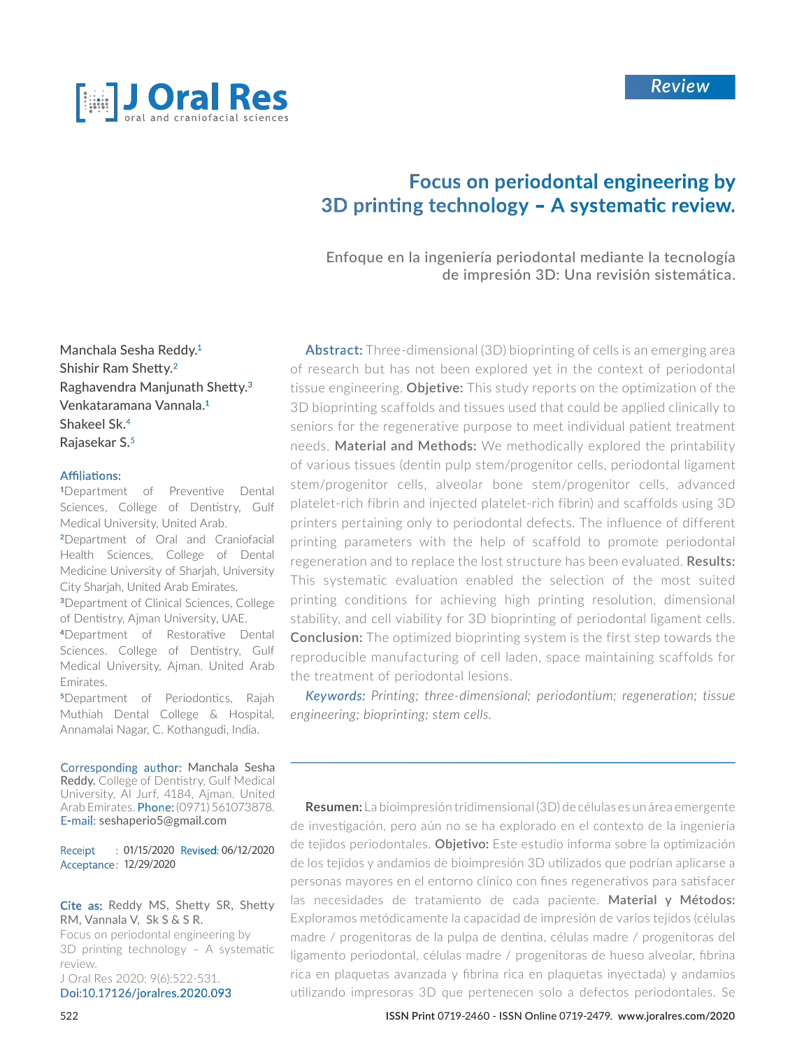Review

# Focus on periodontal engineering by 3D printing technology – A systematic review.

Enfoque en la ingeniería periodontal mediante la tecnología de impresión 3D: Una revisión sistemática.

Manchala Sesha Reddy.[1]
Shishir Ram Shetty.[2]
Raghavendra Manjunath Shetty.[3]
Venkataramana Vannala.[1]
Shakeel Sk.[4]
Rajasekar S.[5]

**Affiliations:**
[1]Department of Preventive Dental Sciences, College of Dentistry, Gulf Medical University, United Arab.
[2]Department of Oral and Craniofacial Health Sciences, College of Dental Medicine University of Sharjah, University City Sharjah, United Arab Emirates.
[3]Department of Clinical Sciences, College of Dentistry, Ajman University, UAE.
[4]Department of Restorative Dental Sciences. College of Dentistry, Gulf Medical University, Ajman. United Arab Emirates.
[5]Department of Periodontics, Rajah Muthiah Dental College & Hospital, Annamalai Nagar, C. Kothangudi, India.

**Corresponding author:** Manchala Sesha Reddy. College of Dentistry, Gulf Medical University, Al Jurf, 4184, Ajman. United Arab Emirates. Phone: (0971) 561073878. E-mail: seshaperio5@gmail.com

Receipt : 01/15/2020 Revised: 06/12/2020
Acceptance: 12/29/2020

**Cite as:** Reddy MS, Shetty SR, Shetty RM, Vannala V, Sk S & S R.
Focus on periodontal engineering by 3D printing technology – A systematic review.
J Oral Res 2020; 9(6):522-531.
Doi:10.17126/joralres.2020.093

**Abstract:** Three-dimensional (3D) bioprinting of cells is an emerging area of research but has not been explored yet in the context of periodontal tissue engineering. **Objetive:** This study reports on the optimization of the 3D bioprinting scaffolds and tissues used that could be applied clinically to seniors for the regenerative purpose to meet individual patient treatment needs. **Material and Methods:** We methodically explored the printability of various tissues (dentin pulp stem/progenitor cells, periodontal ligament stem/progenitor cells, alveolar bone stem/progenitor cells, advanced platelet-rich fibrin and injected platelet-rich fibrin) and scaffolds using 3D printers pertaining only to periodontal defects. The influence of different printing parameters with the help of scaffold to promote periodontal regeneration and to replace the lost structure has been evaluated. **Results:** This systematic evaluation enabled the selection of the most suited printing conditions for achieving high printing resolution, dimensional stability, and cell viability for 3D bioprinting of periodontal ligament cells. **Conclusion:** The optimized bioprinting system is the first step towards the reproducible manufacturing of cell laden, space maintaining scaffolds for the treatment of periodontal lesions.

*Keywords: Printing; three-dimensional; periodontium; regeneration; tissue engineering; bioprinting; stem cells.*

---

**Resumen:** La bioimpresión tridimensional (3D) de células es un área emergente de investigación, pero aún no se ha explorado en el contexto de la ingeniería de tejidos periodontales. **Objetivo:** Este estudio informa sobre la optimización de los tejidos y andamios de bioimpresión 3D utilizados que podrían aplicarse a personas mayores en el entorno clínico con fines regenerativos para satisfacer las necesidades de tratamiento de cada paciente. **Material y Métodos:** Exploramos metódicamente la capacidad de impresión de varios tejidos (células madre / progenitoras de la pulpa de dentina, células madre / progenitoras del ligamento periodontal, células madre / progenitoras de hueso alveolar, fibrina rica en plaquetas avanzada y fibrina rica en plaquetas inyectada) y andamios utilizando impresoras 3D que pertenecen solo a defectos periodontales. Se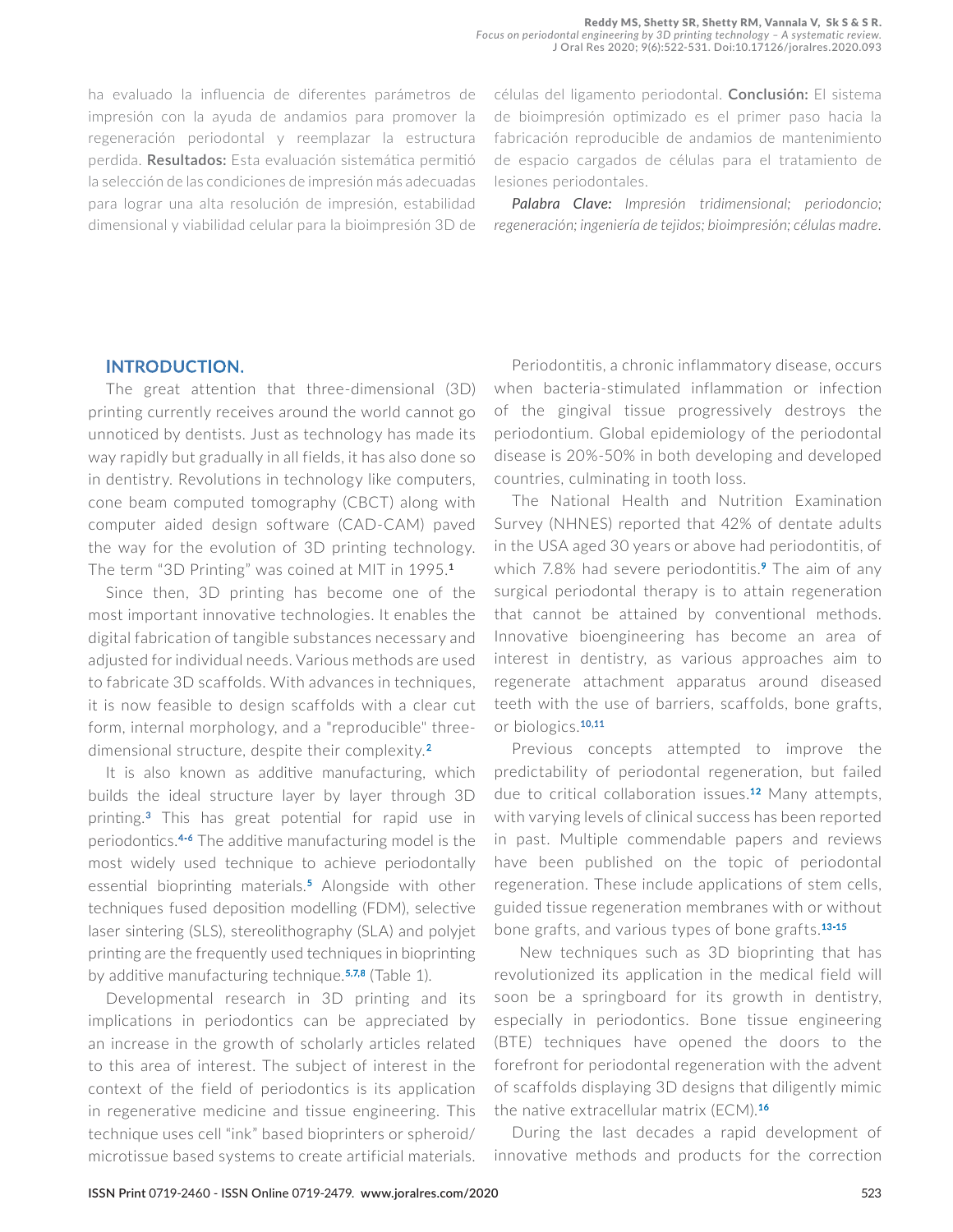ha evaluado la influencia de diferentes parámetros de impresión con la ayuda de andamios para promover la regeneración periodontal y reemplazar la estructura perdida. **Resultados:** Esta evaluación sistemática permitió la selección de las condiciones de impresión más adecuadas para lograr una alta resolución de impresión, estabilidad dimensional y viabilidad celular para la bioimpresión 3D de células del ligamento periodontal. **Conclusión:** El sistema de bioimpresión optimizado es el primer paso hacia la fabricación reproducible de andamios de mantenimiento de espacio cargados de células para el tratamiento de lesiones periodontales.

***Palabra Clave:*** *Impresión tridimensional; periodoncio; regeneración; ingeniería de tejidos; bioimpresión; células madre.*

## INTRODUCTION.

The great attention that three-dimensional (3D) printing currently receives around the world cannot go unnoticed by dentists. Just as technology has made its way rapidly but gradually in all fields, it has also done so in dentistry. Revolutions in technology like computers, cone beam computed tomography (CBCT) along with computer aided design software (CAD-CAM) paved the way for the evolution of 3D printing technology. The term "3D Printing" was coined at MIT in 1995.[1]

Since then, 3D printing has become one of the most important innovative technologies. It enables the digital fabrication of tangible substances necessary and adjusted for individual needs. Various methods are used to fabricate 3D scaffolds. With advances in techniques, it is now feasible to design scaffolds with a clear cut form, internal morphology, and a "reproducible" three-dimensional structure, despite their complexity.[2]

It is also known as additive manufacturing, which builds the ideal structure layer by layer through 3D printing.[3] This has great potential for rapid use in periodontics.[4-6] The additive manufacturing model is the most widely used technique to achieve periodontally essential bioprinting materials.[5] Alongside with other techniques fused deposition modelling (FDM), selective laser sintering (SLS), stereolithography (SLA) and polyjet printing are the frequently used techniques in bioprinting by additive manufacturing technique.[5,7,8] (Table 1).

Developmental research in 3D printing and its implications in periodontics can be appreciated by an increase in the growth of scholarly articles related to this area of interest. The subject of interest in the context of the field of periodontics is its application in regenerative medicine and tissue engineering. This technique uses cell "ink" based bioprinters or spheroid/microtissue based systems to create artificial materials.

Periodontitis, a chronic inflammatory disease, occurs when bacteria-stimulated inflammation or infection of the gingival tissue progressively destroys the periodontium. Global epidemiology of the periodontal disease is 20%-50% in both developing and developed countries, culminating in tooth loss.

The National Health and Nutrition Examination Survey (NHNES) reported that 42% of dentate adults in the USA aged 30 years or above had periodontitis, of which 7.8% had severe periodontitis.[9] The aim of any surgical periodontal therapy is to attain regeneration that cannot be attained by conventional methods. Innovative bioengineering has become an area of interest in dentistry, as various approaches aim to regenerate attachment apparatus around diseased teeth with the use of barriers, scaffolds, bone grafts, or biologics.[10,11]

Previous concepts attempted to improve the predictability of periodontal regeneration, but failed due to critical collaboration issues.[12] Many attempts, with varying levels of clinical success has been reported in past. Multiple commendable papers and reviews have been published on the topic of periodontal regeneration. These include applications of stem cells, guided tissue regeneration membranes with or without bone grafts, and various types of bone grafts.[13-15]

New techniques such as 3D bioprinting that has revolutionized its application in the medical field will soon be a springboard for its growth in dentistry, especially in periodontics. Bone tissue engineering (BTE) techniques have opened the doors to the forefront for periodontal regeneration with the advent of scaffolds displaying 3D designs that diligently mimic the native extracellular matrix (ECM).[16]

During the last decades a rapid development of innovative methods and products for the correction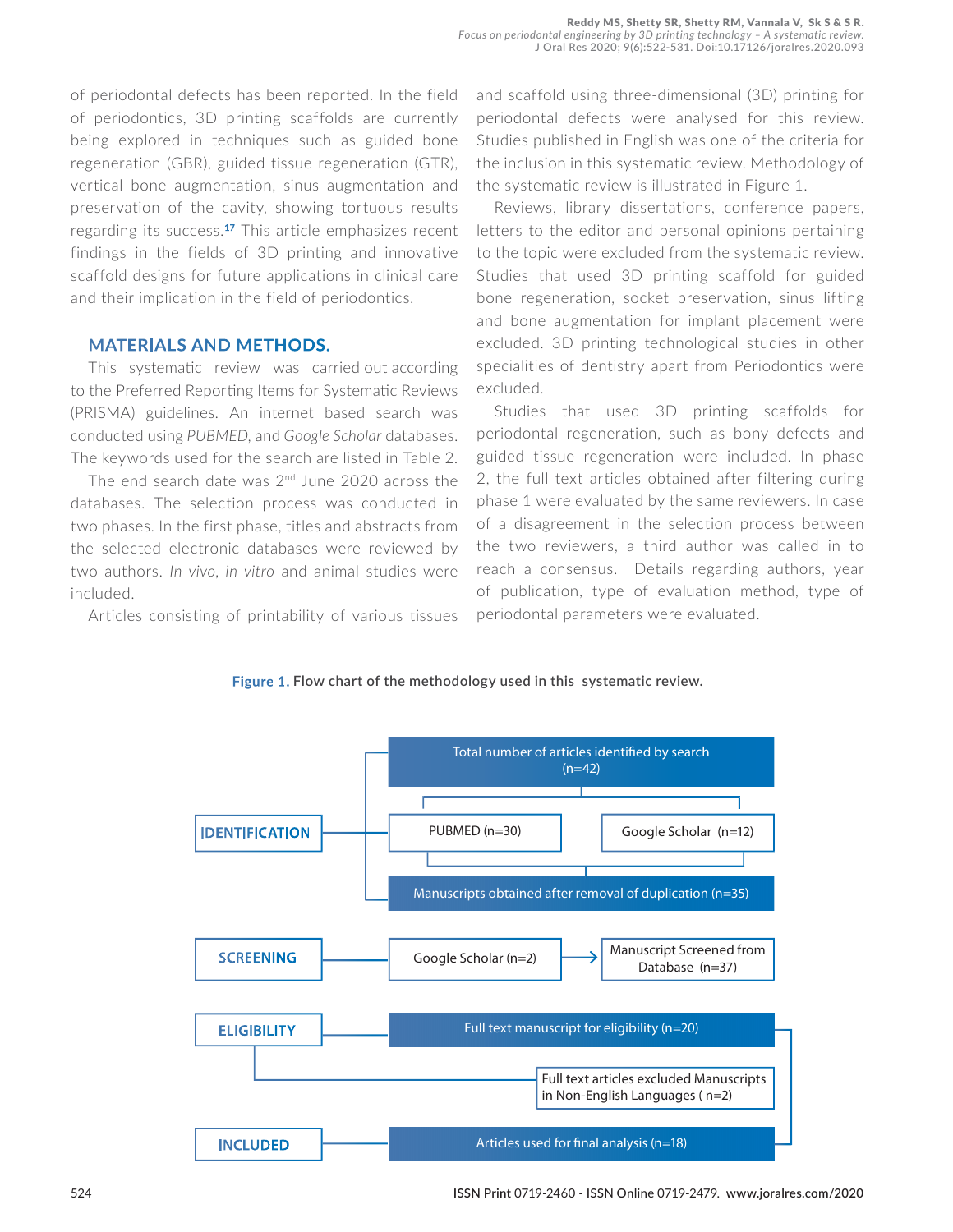of periodontal defects has been reported. In the field of periodontics, 3D printing scaffolds are currently being explored in techniques such as guided bone regeneration (GBR), guided tissue regeneration (GTR), vertical bone augmentation, sinus augmentation and preservation of the cavity, showing tortuous results regarding its success.[17] This article emphasizes recent findings in the fields of 3D printing and innovative scaffold designs for future applications in clinical care and their implication in the field of periodontics.

## MATERIALS AND METHODS.

This systematic review was carried out according to the Preferred Reporting Items for Systematic Reviews (PRISMA) guidelines. An internet based search was conducted using *PUBMED*, and *Google Scholar* databases. The keywords used for the search are listed in Table 2.

The end search date was 2nd June 2020 across the databases. The selection process was conducted in two phases. In the first phase, titles and abstracts from the selected electronic databases were reviewed by two authors. *In vivo*, *in vitro* and animal studies were included.

Articles consisting of printability of various tissues and scaffold using three-dimensional (3D) printing for periodontal defects were analysed for this review. Studies published in English was one of the criteria for the inclusion in this systematic review. Methodology of the systematic review is illustrated in Figure 1.

Reviews, library dissertations, conference papers, letters to the editor and personal opinions pertaining to the topic were excluded from the systematic review. Studies that used 3D printing scaffold for guided bone regeneration, socket preservation, sinus lifting and bone augmentation for implant placement were excluded. 3D printing technological studies in other specialities of dentistry apart from Periodontics were excluded.

Studies that used 3D printing scaffolds for periodontal regeneration, such as bony defects and guided tissue regeneration were included. In phase 2, the full text articles obtained after filtering during phase 1 were evaluated by the same reviewers. In case of a disagreement in the selection process between the two reviewers, a third author was called in to reach a consensus. Details regarding authors, year of publication, type of evaluation method, type of periodontal parameters were evaluated.

**Figure 1.** Flow chart of the methodology used in this systematic review.

- **IDENTIFICATION**
  - Total number of articles identified by search (n=42)
  - PUBMED (n=30)
  - Google Scholar (n=12)
  - Manuscripts obtained after removal of duplication (n=35)
- **SCREENING**
  - Google Scholar (n=2) → Manuscript Screened from Database (n=37)
- **ELIGIBILITY**
  - Full text manuscript for eligibility (n=20)
  - Full text articles excluded Manuscripts in Non-English Languages ( n=2)
- **INCLUDED**
  - Articles used for final analysis (n=18)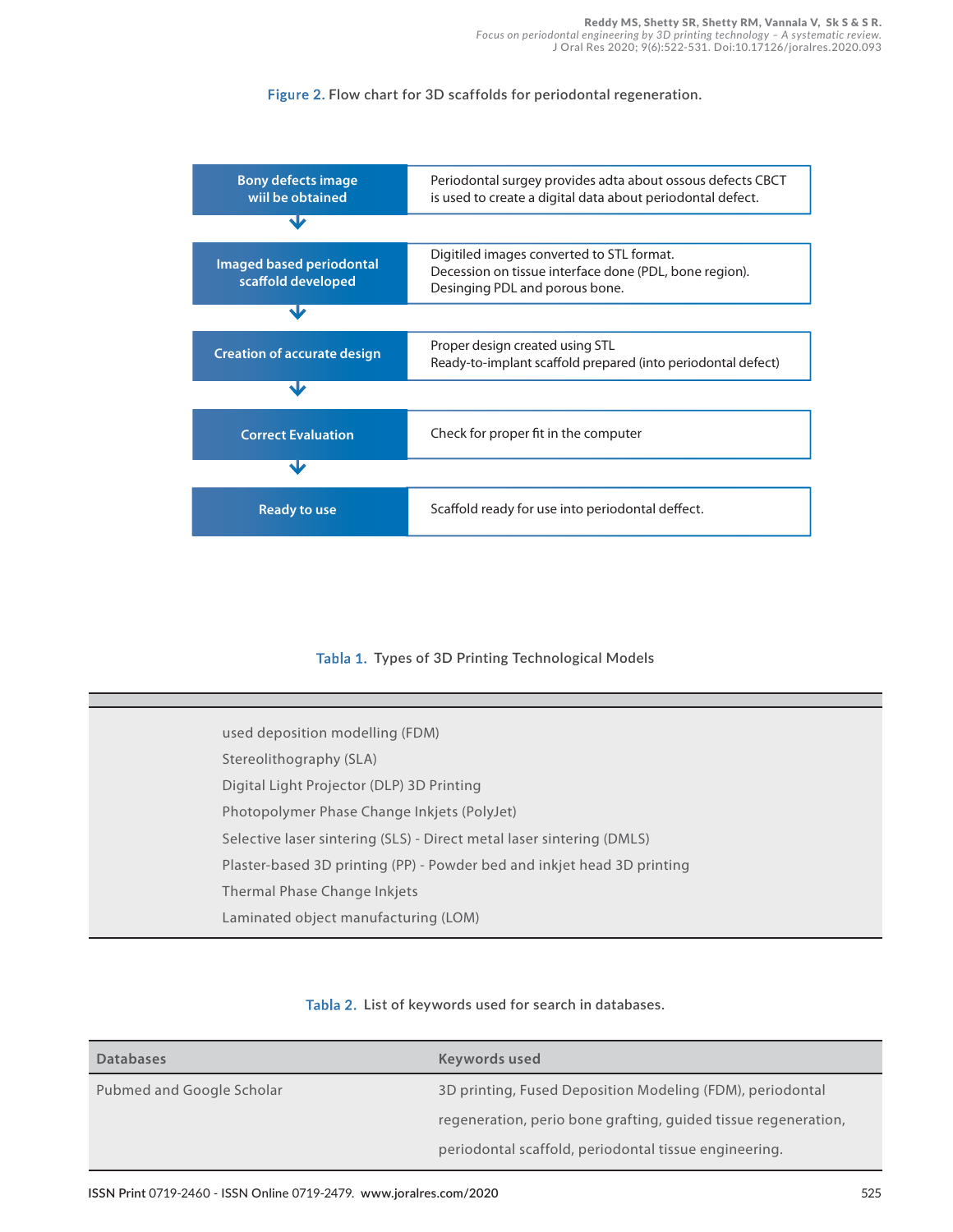**Figure 2.** Flow chart for 3D scaffolds for periodontal regeneration.

| | |
|---|---|
| **Bony defects image wiil be obtained** | Periodontal surgey provides adta about ossous defects CBCT is used to create a digital data about periodontal defect. |
| **Imaged based periodontal scaffold developed** | Digitiled images converted to STL format. Decession on tissue interface done (PDL, bone region). Desinging PDL and porous bone. |
| **Creation of accurate design** | Proper design created using STL Ready-to-implant scaffold prepared (into periodontal defect) |
| **Correct Evaluation** | Check for proper fit in the computer |
| **Ready to use** | Scaffold ready for use into periodontal deffect. |

**Tabla 1.** Types of 3D Printing Technological Models

| |
|---|
| used deposition modelling (FDM) |
| Stereolithography (SLA) |
| Digital Light Projector (DLP) 3D Printing |
| Photopolymer Phase Change Inkjets (PolyJet) |
| Selective laser sintering (SLS) - Direct metal laser sintering (DMLS) |
| Plaster-based 3D printing (PP) - Powder bed and inkjet head 3D printing |
| Thermal Phase Change Inkjets |
| Laminated object manufacturing (LOM) |

**Tabla 2.** List of keywords used for search in databases.

| Databases | Keywords used |
|---|---|
| Pubmed and Google Scholar | 3D printing, Fused Deposition Modeling (FDM), periodontal regeneration, perio bone grafting, guided tissue regeneration, periodontal scaffold, periodontal tissue engineering. |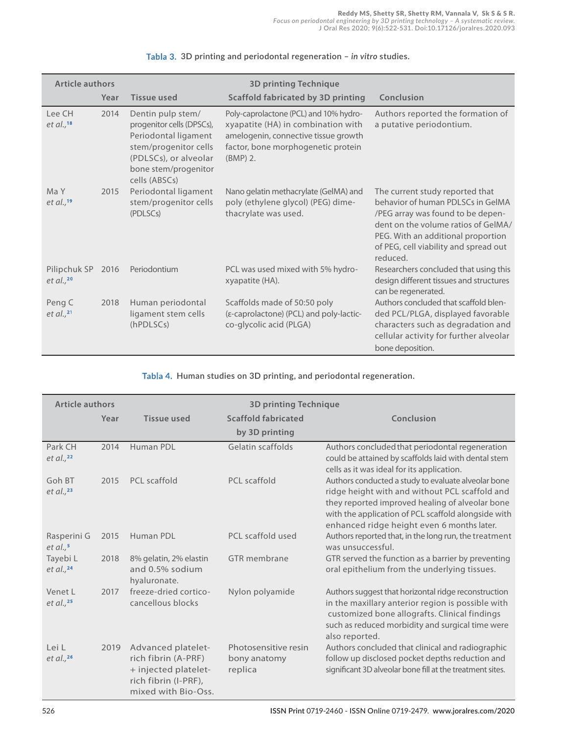**Tabla 3.** 3D printing and periodontal regeneration – *in vitro* studies.

| Article authors | Year | Tissue used | 3D printing Technique<br>Scaffold fabricated by 3D printing | Conclusion |
|---|---|---|---|---|
| Lee CH *et al.*,[18] | 2014 | Dentin pulp stem/ progenitor cells (DPSCs), Periodontal ligament stem/progenitor cells (PDLSCs), or alveolar bone stem/progenitor cells (ABSCs) | Poly-caprolactone (PCL) and 10% hydroxyapatite (HA) in combination with amelogenin, connective tissue growth factor, bone morphogenetic protein (BMP) 2. | Authors reported the formation of a putative periodontium. |
| Ma Y *et al.*,[19] | 2015 | Periodontal ligament stem/progenitor cells (PDLSCs) | Nano gelatin methacrylate (GelMA) and poly (ethylene glycol) (PEG) dimethacrylate was used. | The current study reported that behavior of human PDLSCs in GelMA /PEG array was found to be dependent on the volume ratios of GelMA/ PEG. With an additional proportion of PEG, cell viability and spread out reduced. |
| Pilipchuk SP *et al.*,[20] | 2016 | Periodontium | PCL was used mixed with 5% hydroxyapatite (HA). | Researchers concluded that using this design different tissues and structures can be regenerated. |
| Peng C *et al.*,[21] | 2018 | Human periodontal ligament stem cells (hPDLSCs) | Scaffolds made of 50:50 poly (ε-caprolactone) (PCL) and poly-lactic-co-glycolic acid (PLGA) | Authors concluded that scaffold blended PCL/PLGA, displayed favorable characters such as degradation and cellular activity for further alveolar bone deposition. |

**Tabla 4.** Human studies on 3D printing, and periodontal regeneration.

| Article authors | Year | Tissue used | 3D printing Technique<br>Scaffold fabricated by 3D printing | Conclusion |
|---|---|---|---|---|
| Park CH *et al.*,[22] | 2014 | Human PDL | Gelatin scaffolds | Authors concluded that periodontal regeneration could be attained by scaffolds laid with dental stem cells as it was ideal for its application. |
| Goh BT *et al.*,[23] | 2015 | PCL scaffold | PCL scaffold | Authors conducted a study to evaluate alveolar bone ridge height with and without PCL scaffold and they reported improved healing of alveolar bone with the application of PCL scaffold alongside with enhanced ridge height even 6 months later. |
| Rasperini G *et al.*,[5] | 2015 | Human PDL | PCL scaffold used | Authors reported that, in the long run, the treatment was unsuccessful. |
| Tayebi L *et al.*,[24] | 2018 | 8% gelatin, 2% elastin and 0.5% sodium hyaluronate. | GTR membrane | GTR served the function as a barrier by preventing oral epithelium from the underlying tissues. |
| Venet L *et al.*,[25] | 2017 | freeze-dried cortico-cancellous blocks | Nylon polyamide | Authors suggest that horizontal ridge reconstruction in the maxillary anterior region is possible with customized bone allografts. Clinical findings such as reduced morbidity and surgical time were also reported. |
| Lei L *et al.*,[26] | 2019 | Advanced platelet-rich fibrin (A-PRF) + injected platelet-rich fibrin (I-PRF), mixed with Bio-Oss. | Photosensitive resin bony anatomy replica | Authors concluded that clinical and radiographic follow up disclosed pocket depths reduction and significant 3D alveolar bone fill at the treatment sites. |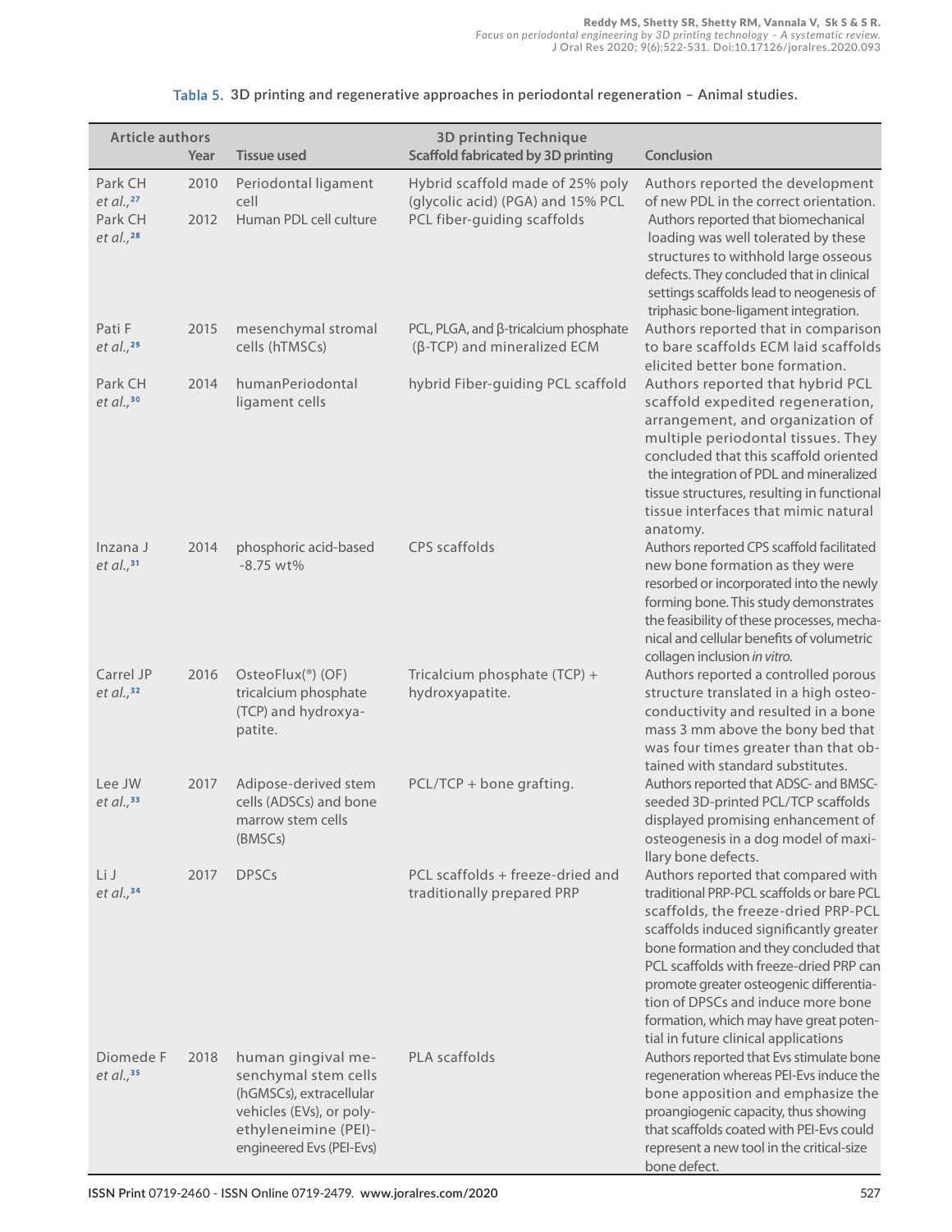**Tabla 5.** 3D printing and regenerative approaches in periodontal regeneration – Animal studies.

| Article authors | Year | Tissue used | 3D printing Technique Scaffold fabricated by 3D printing | Conclusion |
|---|---|---|---|---|
| Park CH *et al.*,[27] | 2010 | Periodontal ligament cell | Hybrid scaffold made of 25% poly (glycolic acid) (PGA) and 15% PCL | Authors reported the development of new PDL in the correct orientation. |
| Park CH *et al.*,[28] | 2012 | Human PDL cell culture | PCL fiber-guiding scaffolds | Authors reported that biomechanical loading was well tolerated by these structures to withhold large osseous defects. They concluded that in clinical settings scaffolds lead to neogenesis of triphasic bone-ligament integration. |
| Pati F *et al.*,[29] | 2015 | mesenchymal stromal cells (hTMSCs) | PCL, PLGA, and β-tricalcium phosphate (β-TCP) and mineralized ECM | Authors reported that in comparison to bare scaffolds ECM laid scaffolds elicited better bone formation. |
| Park CH *et al.*,[30] | 2014 | humanPeriodontal ligament cells | hybrid Fiber-guiding PCL scaffold | Authors reported that hybrid PCL scaffold expedited regeneration, arrangement, and organization of multiple periodontal tissues. They concluded that this scaffold oriented the integration of PDL and mineralized tissue structures, resulting in functional tissue interfaces that mimic natural anatomy. |
| Inzana J *et al.*,[31] | 2014 | phosphoric acid-based -8.75 wt% | CPS scaffolds | Authors reported CPS scaffold facilitated new bone formation as they were resorbed or incorporated into the newly forming bone. This study demonstrates the feasibility of these processes, mechanical and cellular benefits of volumetric collagen inclusion *in vitro*. |
| Carrel JP *et al.*,[32] | 2016 | OsteoFlux(®) (OF) tricalcium phosphate (TCP) and hydroxyapatite. | Tricalcium phosphate (TCP) + hydroxyapatite. | Authors reported a controlled porous structure translated in a high osteoconductivity and resulted in a bone mass 3 mm above the bony bed that was four times greater than that obtained with standard substitutes. |
| Lee JW *et al.*,[33] | 2017 | Adipose-derived stem cells (ADSCs) and bone marrow stem cells (BMSCs) | PCL/TCP + bone grafting. | Authors reported that ADSC- and BMSC-seeded 3D-printed PCL/TCP scaffolds displayed promising enhancement of osteogenesis in a dog model of maxillary bone defects. |
| Li J *et al.*,[34] | 2017 | DPSCs | PCL scaffolds + freeze-dried and traditionally prepared PRP | Authors reported that compared with traditional PRP-PCL scaffolds or bare PCL scaffolds, the freeze-dried PRP-PCL scaffolds induced significantly greater bone formation and they concluded that PCL scaffolds with freeze-dried PRP can promote greater osteogenic differentiation of DPSCs and induce more bone formation, which may have great potential in future clinical applications |
| Diomede F *et al.*,[35] | 2018 | human gingival mesenchymal stem cells (hGMSCs), extracellular vehicles (EVs), or polyethyleneimine (PEI)-engineered Evs (PEI-Evs) | PLA scaffolds | Authors reported that Evs stimulate bone regeneration whereas PEI-Evs induce the bone apposition and emphasize the proangiogenic capacity, thus showing that scaffolds coated with PEI-Evs could represent a new tool in the critical-size bone defect. |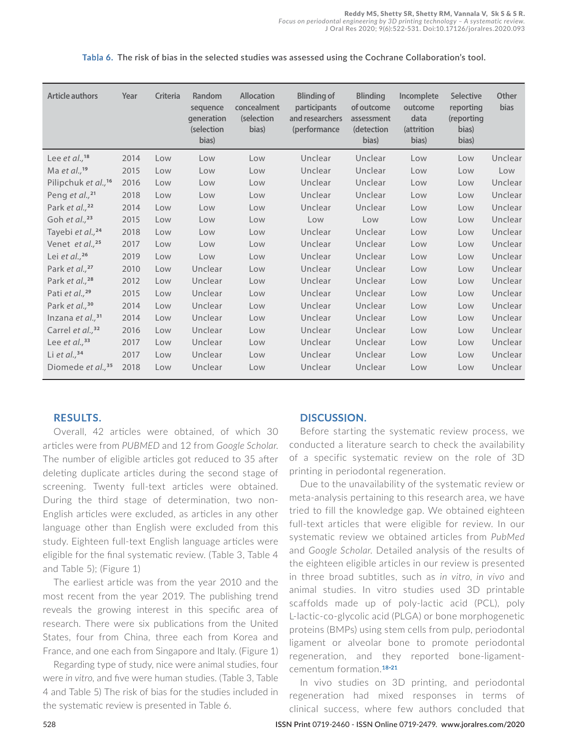Tabla 6. The risk of bias in the selected studies was assessed using the Cochrane Collaboration's tool.

| Article authors | Year | Criteria | Random sequence generation (selection bias) | Allocation concealment (selection bias) | Blinding of participants and researchers (performance | Blinding of outcome assessment (detection bias) | Incomplete outcome data (attrition bias) | Selective reporting (reporting bias) bias) | Other bias |
|---|---|---|---|---|---|---|---|---|---|
| Lee *et al.*,[18] | 2014 | Low | Low | Low | Unclear | Unclear | Low | Low | Unclear |
| Ma *et al.*,[19] | 2015 | Low | Low | Low | Unclear | Unclear | Low | Low | Low |
| Pilipchuk *et al.*,[16] | 2016 | Low | Low | Low | Unclear | Unclear | Low | Low | Unclear |
| Peng *et al.*,[21] | 2018 | Low | Low | Low | Unclear | Unclear | Low | Low | Unclear |
| Park *et al.*,[22] | 2014 | Low | Low | Low | Unclear | Unclear | Low | Low | Unclear |
| Goh *et al.*,[23] | 2015 | Low | Low | Low | Low | Low | Low | Low | Unclear |
| Tayebi *et al.*,[24] | 2018 | Low | Low | Low | Unclear | Unclear | Low | Low | Unclear |
| Venet *et al.*,[25] | 2017 | Low | Low | Low | Unclear | Unclear | Low | Low | Unclear |
| Lei *et al.*,[26] | 2019 | Low | Low | Low | Unclear | Unclear | Low | Low | Unclear |
| Park *et al.*,[27] | 2010 | Low | Unclear | Low | Unclear | Unclear | Low | Low | Unclear |
| Park *et al.*,[28] | 2012 | Low | Unclear | Low | Unclear | Unclear | Low | Low | Unclear |
| Pati *et al.*,[29] | 2015 | Low | Unclear | Low | Unclear | Unclear | Low | Low | Unclear |
| Park *et al.*,[30] | 2014 | Low | Unclear | Low | Unclear | Unclear | Low | Low | Unclear |
| Inzana *et al.*,[31] | 2014 | Low | Unclear | Low | Unclear | Unclear | Low | Low | Unclear |
| Carrel *et al.*,[32] | 2016 | Low | Unclear | Low | Unclear | Unclear | Low | Low | Unclear |
| Lee *et al.*,[33] | 2017 | Low | Unclear | Low | Unclear | Unclear | Low | Low | Unclear |
| Li *et al.*,[34] | 2017 | Low | Unclear | Low | Unclear | Unclear | Low | Low | Unclear |
| Diomede *et al.*,[35] | 2018 | Low | Unclear | Low | Unclear | Unclear | Low | Low | Unclear |

## RESULTS.

Overall, 42 articles were obtained, of which 30 articles were from *PUBMED* and 12 from *Google Scholar*. The number of eligible articles got reduced to 35 after deleting duplicate articles during the second stage of screening. Twenty full-text articles were obtained. During the third stage of determination, two non-English articles were excluded, as articles in any other language other than English were excluded from this study. Eighteen full-text English language articles were eligible for the final systematic review. (Table 3, Table 4 and Table 5); (Figure 1)

The earliest article was from the year 2010 and the most recent from the year 2019. The publishing trend reveals the growing interest in this specific area of research. There were six publications from the United States, four from China, three each from Korea and France, and one each from Singapore and Italy. (Figure 1)

Regarding type of study, nice were animal studies, four were *in vitro*, and five were human studies. (Table 3, Table 4 and Table 5) The risk of bias for the studies included in the systematic review is presented in Table 6.

## DISCUSSION.

Before starting the systematic review process, we conducted a literature search to check the availability of a specific systematic review on the role of 3D printing in periodontal regeneration.

Due to the unavailability of the systematic review or meta-analysis pertaining to this research area, we have tried to fill the knowledge gap. We obtained eighteen full-text articles that were eligible for review. In our systematic review we obtained articles from *PubMed* and *Google Scholar*. Detailed analysis of the results of the eighteen eligible articles in our review is presented in three broad subtitles, such as *in vitro*, *in vivo* and animal studies. In vitro studies used 3D printable scaffolds made up of poly-lactic acid (PCL), poly L-lactic-co-glycolic acid (PLGA) or bone morphogenetic proteins (BMPs) using stem cells from pulp, periodontal ligament or alveolar bone to promote periodontal regeneration, and they reported bone-ligament-cementum formation.[18-21]

In vivo studies on 3D printing, and periodontal regeneration had mixed responses in terms of clinical success, where few authors concluded that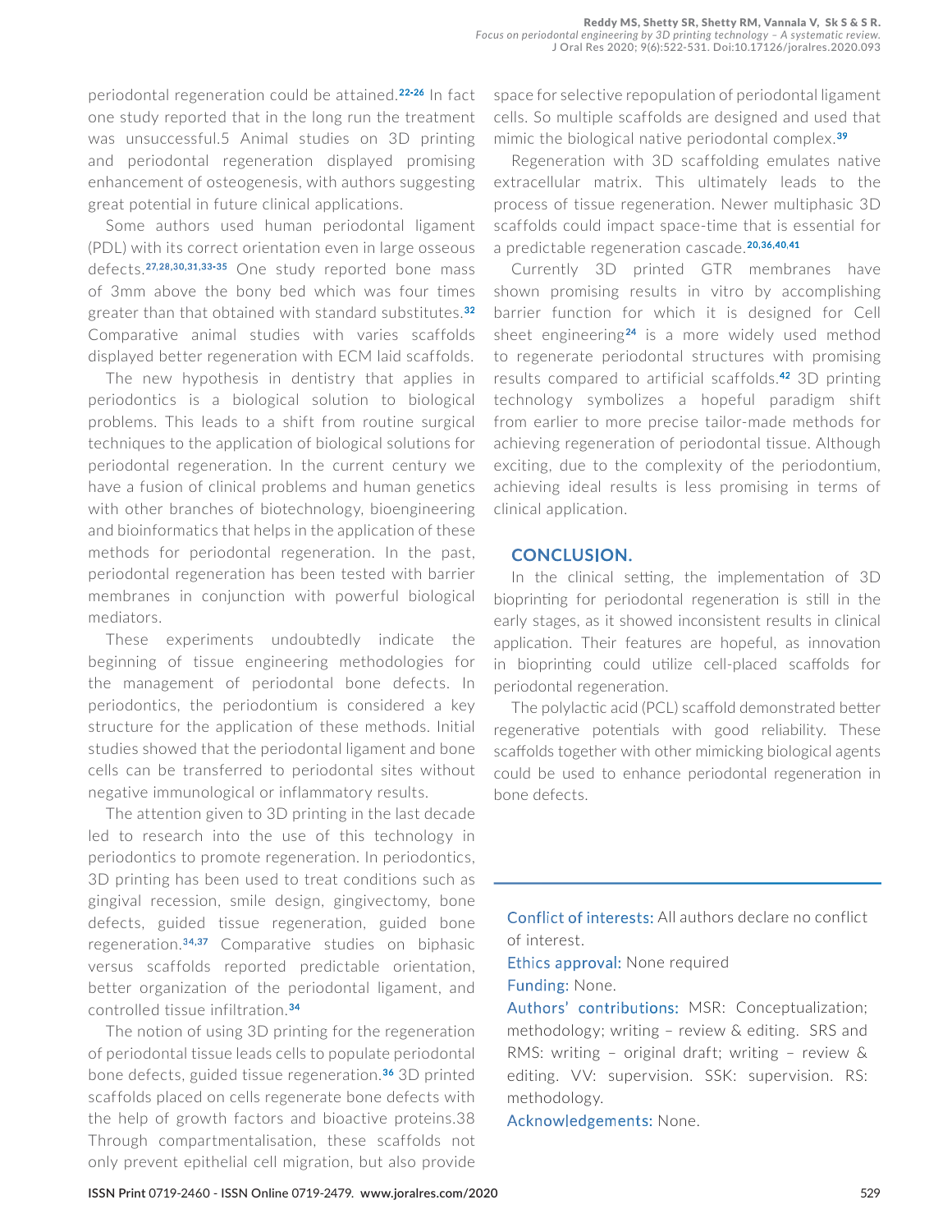periodontal regeneration could be attained.[22-26] In fact one study reported that in the long run the treatment was unsuccessful.5 Animal studies on 3D printing and periodontal regeneration displayed promising enhancement of osteogenesis, with authors suggesting great potential in future clinical applications.

Some authors used human periodontal ligament (PDL) with its correct orientation even in large osseous defects.[27,28,30,31,33-35] One study reported bone mass of 3mm above the bony bed which was four times greater than that obtained with standard substitutes.[32] Comparative animal studies with varies scaffolds displayed better regeneration with ECM laid scaffolds.

The new hypothesis in dentistry that applies in periodontics is a biological solution to biological problems. This leads to a shift from routine surgical techniques to the application of biological solutions for periodontal regeneration. In the current century we have a fusion of clinical problems and human genetics with other branches of biotechnology, bioengineering and bioinformatics that helps in the application of these methods for periodontal regeneration. In the past, periodontal regeneration has been tested with barrier membranes in conjunction with powerful biological mediators.

These experiments undoubtedly indicate the beginning of tissue engineering methodologies for the management of periodontal bone defects. In periodontics, the periodontium is considered a key structure for the application of these methods. Initial studies showed that the periodontal ligament and bone cells can be transferred to periodontal sites without negative immunological or inflammatory results.

The attention given to 3D printing in the last decade led to research into the use of this technology in periodontics to promote regeneration. In periodontics, 3D printing has been used to treat conditions such as gingival recession, smile design, gingivectomy, bone defects, guided tissue regeneration, guided bone regeneration.[34,37] Comparative studies on biphasic versus scaffolds reported predictable orientation, better organization of the periodontal ligament, and controlled tissue infiltration.[34]

The notion of using 3D printing for the regeneration of periodontal tissue leads cells to populate periodontal bone defects, guided tissue regeneration.[36] 3D printed scaffolds placed on cells regenerate bone defects with the help of growth factors and bioactive proteins.38 Through compartmentalisation, these scaffolds not only prevent epithelial cell migration, but also provide space for selective repopulation of periodontal ligament cells. So multiple scaffolds are designed and used that mimic the biological native periodontal complex.[39]

Regeneration with 3D scaffolding emulates native extracellular matrix. This ultimately leads to the process of tissue regeneration. Newer multiphasic 3D scaffolds could impact space-time that is essential for a predictable regeneration cascade.[20,36,40,41]

Currently 3D printed GTR membranes have shown promising results in vitro by accomplishing barrier function for which it is designed for Cell sheet engineering[24] is a more widely used method to regenerate periodontal structures with promising results compared to artificial scaffolds.[42] 3D printing technology symbolizes a hopeful paradigm shift from earlier to more precise tailor-made methods for achieving regeneration of periodontal tissue. Although exciting, due to the complexity of the periodontium, achieving ideal results is less promising in terms of clinical application.

## CONCLUSION.

In the clinical setting, the implementation of 3D bioprinting for periodontal regeneration is still in the early stages, as it showed inconsistent results in clinical application. Their features are hopeful, as innovation in bioprinting could utilize cell-placed scaffolds for periodontal regeneration.

The polylactic acid (PCL) scaffold demonstrated better regenerative potentials with good reliability. These scaffolds together with other mimicking biological agents could be used to enhance periodontal regeneration in bone defects.

---

Conflict of interests: All authors declare no conflict of interest.

Ethics approval: None required

Funding: None.

Authors' contributions: MSR: Conceptualization; methodology; writing – review & editing. SRS and RMS: writing – original draft; writing – review & editing. VV: supervision. SSK: supervision. RS: methodology.

Acknowledgements: None.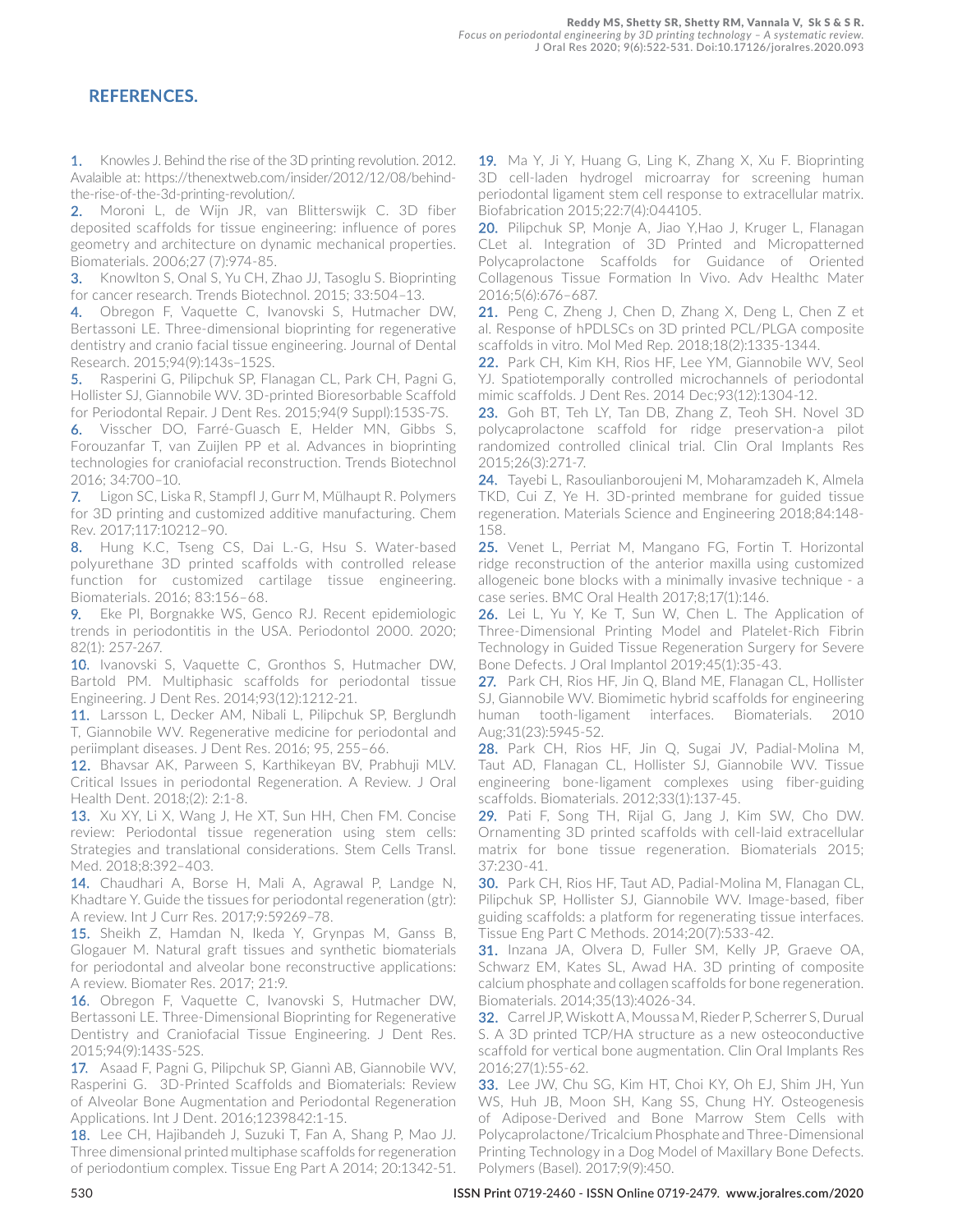## REFERENCES.

1. Knowles J. Behind the rise of the 3D printing revolution. 2012. Avalaible at: https://thenextweb.com/insider/2012/12/08/behind-the-rise-of-the-3d-printing-revolution/.
2. Moroni L, de Wijn JR, van Blitterswijk C. 3D fiber deposited scaffolds for tissue engineering: influence of pores geometry and architecture on dynamic mechanical properties. Biomaterials. 2006;27 (7):974-85.
3. Knowlton S, Onal S, Yu CH, Zhao JJ, Tasoglu S. Bioprinting for cancer research. Trends Biotechnol. 2015; 33:504–13.
4. Obregon F, Vaquette C, Ivanovski S, Hutmacher DW, Bertassoni LE. Three-dimensional bioprinting for regenerative dentistry and cranio facial tissue engineering. Journal of Dental Research. 2015;94(9):143s–152S.
5. Rasperini G, Pilipchuk SP, Flanagan CL, Park CH, Pagni G, Hollister SJ, Giannobile WV. 3D-printed Bioresorbable Scaffold for Periodontal Repair. J Dent Res. 2015;94(9 Suppl):153S-7S.
6. Visscher DO, Farré-Guasch E, Helder MN, Gibbs S, Forouzanfar T, van Zuijlen PP et al. Advances in bioprinting technologies for craniofacial reconstruction. Trends Biotechnol 2016; 34:700–10.
7. Ligon SC, Liska R, Stampfl J, Gurr M, Mülhaupt R. Polymers for 3D printing and customized additive manufacturing. Chem Rev. 2017;117:10212–90.
8. Hung K.C, Tseng CS, Dai L.-G, Hsu S. Water-based polyurethane 3D printed scaffolds with controlled release function for customized cartilage tissue engineering. Biomaterials. 2016; 83:156–68.
9. Eke PI, Borgnakke WS, Genco RJ. Recent epidemiologic trends in periodontitis in the USA. Periodontol 2000. 2020; 82(1): 257-267.
10. Ivanovski S, Vaquette C, Gronthos S, Hutmacher DW, Bartold PM. Multiphasic scaffolds for periodontal tissue Engineering. J Dent Res. 2014;93(12):1212-21.
11. Larsson L, Decker AM, Nibali L, Pilipchuk SP, Berglundh T, Giannobile WV. Regenerative medicine for periodontal and periimplant diseases. J Dent Res. 2016; 95, 255–66.
12. Bhavsar AK, Parween S, Karthikeyan BV, Prabhuji MLV. Critical Issues in periodontal Regeneration. A Review. J Oral Health Dent. 2018;(2): 2:1-8.
13. Xu XY, Li X, Wang J, He XT, Sun HH, Chen FM. Concise review: Periodontal tissue regeneration using stem cells: Strategies and translational considerations. Stem Cells Transl. Med. 2018;8:392–403.
14. Chaudhari A, Borse H, Mali A, Agrawal P, Landge N, Khadtare Y. Guide the tissues for periodontal regeneration (gtr): A review. Int J Curr Res. 2017;9:59269–78.
15. Sheikh Z, Hamdan N, Ikeda Y, Grynpas M, Ganss B, Glogauer M. Natural graft tissues and synthetic biomaterials for periodontal and alveolar bone reconstructive applications: A review. Biomater Res. 2017; 21:9.
16. Obregon F, Vaquette C, Ivanovski S, Hutmacher DW, Bertassoni LE. Three-Dimensional Bioprinting for Regenerative Dentistry and Craniofacial Tissue Engineering. J Dent Res. 2015;94(9):143S-52S.
17. Asaad F, Pagni G, Pilipchuk SP, Giannì AB, Giannobile WV, Rasperini G. 3D-Printed Scaffolds and Biomaterials: Review of Alveolar Bone Augmentation and Periodontal Regeneration Applications. Int J Dent. 2016;1239842:1-15.
18. Lee CH, Hajibandeh J, Suzuki T, Fan A, Shang P, Mao JJ. Three dimensional printed multiphase scaffolds for regeneration of periodontium complex. Tissue Eng Part A 2014; 20:1342-51.
19. Ma Y, Ji Y, Huang G, Ling K, Zhang X, Xu F. Bioprinting 3D cell-laden hydrogel microarray for screening human periodontal ligament stem cell response to extracellular matrix. Biofabrication 2015;22:7(4):044105.
20. Pilipchuk SP, Monje A, Jiao Y,Hao J, Kruger L, Flanagan CLet al. Integration of 3D Printed and Micropatterned Polycaprolactone Scaffolds for Guidance of Oriented Collagenous Tissue Formation In Vivo. Adv Healthc Mater 2016;5(6):676–687.
21. Peng C, Zheng J, Chen D, Zhang X, Deng L, Chen Z et al. Response of hPDLSCs on 3D printed PCL/PLGA composite scaffolds in vitro. Mol Med Rep. 2018;18(2):1335-1344.
22. Park CH, Kim KH, Rios HF, Lee YM, Giannobile WV, Seol YJ. Spatiotemporally controlled microchannels of periodontal mimic scaffolds. J Dent Res. 2014 Dec;93(12):1304-12.
23. Goh BT, Teh LY, Tan DB, Zhang Z, Teoh SH. Novel 3D polycaprolactone scaffold for ridge preservation-a pilot randomized controlled clinical trial. Clin Oral Implants Res 2015;26(3):271-7.
24. Tayebi L, Rasoulianboroujeni M, Moharamzadeh K, Almela TKD, Cui Z, Ye H. 3D-printed membrane for guided tissue regeneration. Materials Science and Engineering 2018;84:148-158.
25. Venet L, Perriat M, Mangano FG, Fortin T. Horizontal ridge reconstruction of the anterior maxilla using customized allogeneic bone blocks with a minimally invasive technique - a case series. BMC Oral Health 2017;8;17(1):146.
26. Lei L, Yu Y, Ke T, Sun W, Chen L. The Application of Three-Dimensional Printing Model and Platelet-Rich Fibrin Technology in Guided Tissue Regeneration Surgery for Severe Bone Defects. J Oral Implantol 2019;45(1):35-43.
27. Park CH, Rios HF, Jin Q, Bland ME, Flanagan CL, Hollister SJ, Giannobile WV. Biomimetic hybrid scaffolds for engineering human tooth-ligament interfaces. Biomaterials. 2010 Aug;31(23):5945-52.
28. Park CH, Rios HF, Jin Q, Sugai JV, Padial-Molina M, Taut AD, Flanagan CL, Hollister SJ, Giannobile WV. Tissue engineering bone-ligament complexes using fiber-guiding scaffolds. Biomaterials. 2012;33(1):137-45.
29. Pati F, Song TH, Rijal G, Jang J, Kim SW, Cho DW. Ornamenting 3D printed scaffolds with cell-laid extracellular matrix for bone tissue regeneration. Biomaterials 2015; 37:230-41.
30. Park CH, Rios HF, Taut AD, Padial-Molina M, Flanagan CL, Pilipchuk SP, Hollister SJ, Giannobile WV. Image-based, fiber guiding scaffolds: a platform for regenerating tissue interfaces. Tissue Eng Part C Methods. 2014;20(7):533-42.
31. Inzana JA, Olvera D, Fuller SM, Kelly JP, Graeve OA, Schwarz EM, Kates SL, Awad HA. 3D printing of composite calcium phosphate and collagen scaffolds for bone regeneration. Biomaterials. 2014;35(13):4026-34.
32. Carrel JP, Wiskott A, Moussa M, Rieder P, Scherrer S, Durual S. A 3D printed TCP/HA structure as a new osteoconductive scaffold for vertical bone augmentation. Clin Oral Implants Res 2016;27(1):55-62.
33. Lee JW, Chu SG, Kim HT, Choi KY, Oh EJ, Shim JH, Yun WS, Huh JB, Moon SH, Kang SS, Chung HY. Osteogenesis of Adipose-Derived and Bone Marrow Stem Cells with Polycaprolactone/Tricalcium Phosphate and Three-Dimensional Printing Technology in a Dog Model of Maxillary Bone Defects. Polymers (Basel). 2017;9(9):450.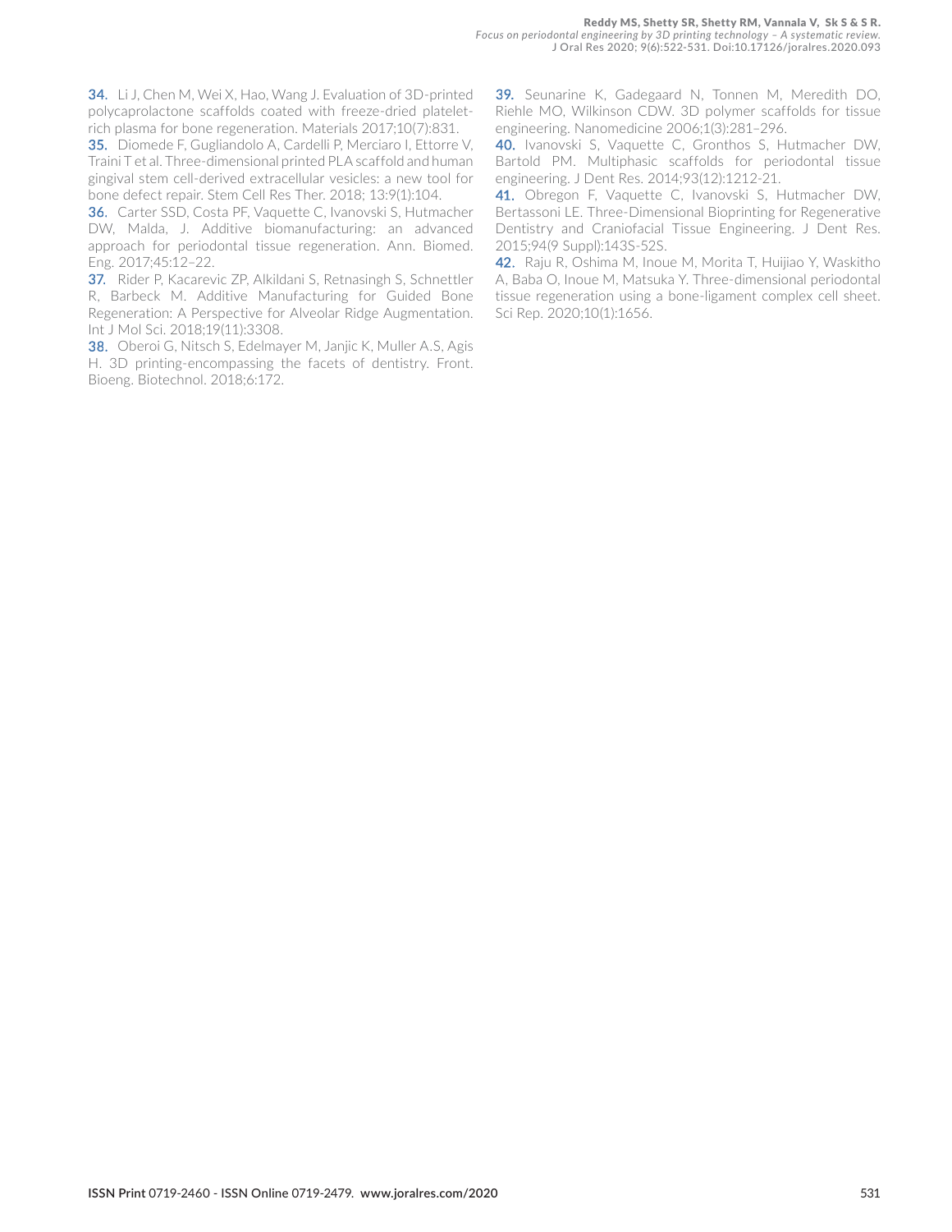34. Li J, Chen M, Wei X, Hao, Wang J. Evaluation of 3D-printed polycaprolactone scaffolds coated with freeze-dried platelet-rich plasma for bone regeneration. Materials 2017;10(7):831.

35. Diomede F, Gugliandolo A, Cardelli P, Merciaro I, Ettorre V, Traini T et al. Three-dimensional printed PLA scaffold and human gingival stem cell-derived extracellular vesicles: a new tool for bone defect repair. Stem Cell Res Ther. 2018; 13:9(1):104.

36. Carter SSD, Costa PF, Vaquette C, Ivanovski S, Hutmacher DW, Malda, J. Additive biomanufacturing: an advanced approach for periodontal tissue regeneration. Ann. Biomed. Eng. 2017;45:12–22.

37. Rider P, Kacarevic ZP, Alkildani S, Retnasingh S, Schnettler R, Barbeck M. Additive Manufacturing for Guided Bone Regeneration: A Perspective for Alveolar Ridge Augmentation. Int J Mol Sci. 2018;19(11):3308.

38. Oberoi G, Nitsch S, Edelmayer M, Janjic K, Muller A.S, Agis H. 3D printing-encompassing the facets of dentistry. Front. Bioeng. Biotechnol. 2018;6:172.

39. Seunarine K, Gadegaard N, Tonnen M, Meredith DO, Riehle MO, Wilkinson CDW. 3D polymer scaffolds for tissue engineering. Nanomedicine 2006;1(3):281–296.

40. Ivanovski S, Vaquette C, Gronthos S, Hutmacher DW, Bartold PM. Multiphasic scaffolds for periodontal tissue engineering. J Dent Res. 2014;93(12):1212-21.

41. Obregon F, Vaquette C, Ivanovski S, Hutmacher DW, Bertassoni LE. Three-Dimensional Bioprinting for Regenerative Dentistry and Craniofacial Tissue Engineering. J Dent Res. 2015;94(9 Suppl):143S-52S.

42. Raju R, Oshima M, Inoue M, Morita T, Huijiao Y, Waskitho A, Baba O, Inoue M, Matsuka Y. Three-dimensional periodontal tissue regeneration using a bone-ligament complex cell sheet. Sci Rep. 2020;10(1):1656.